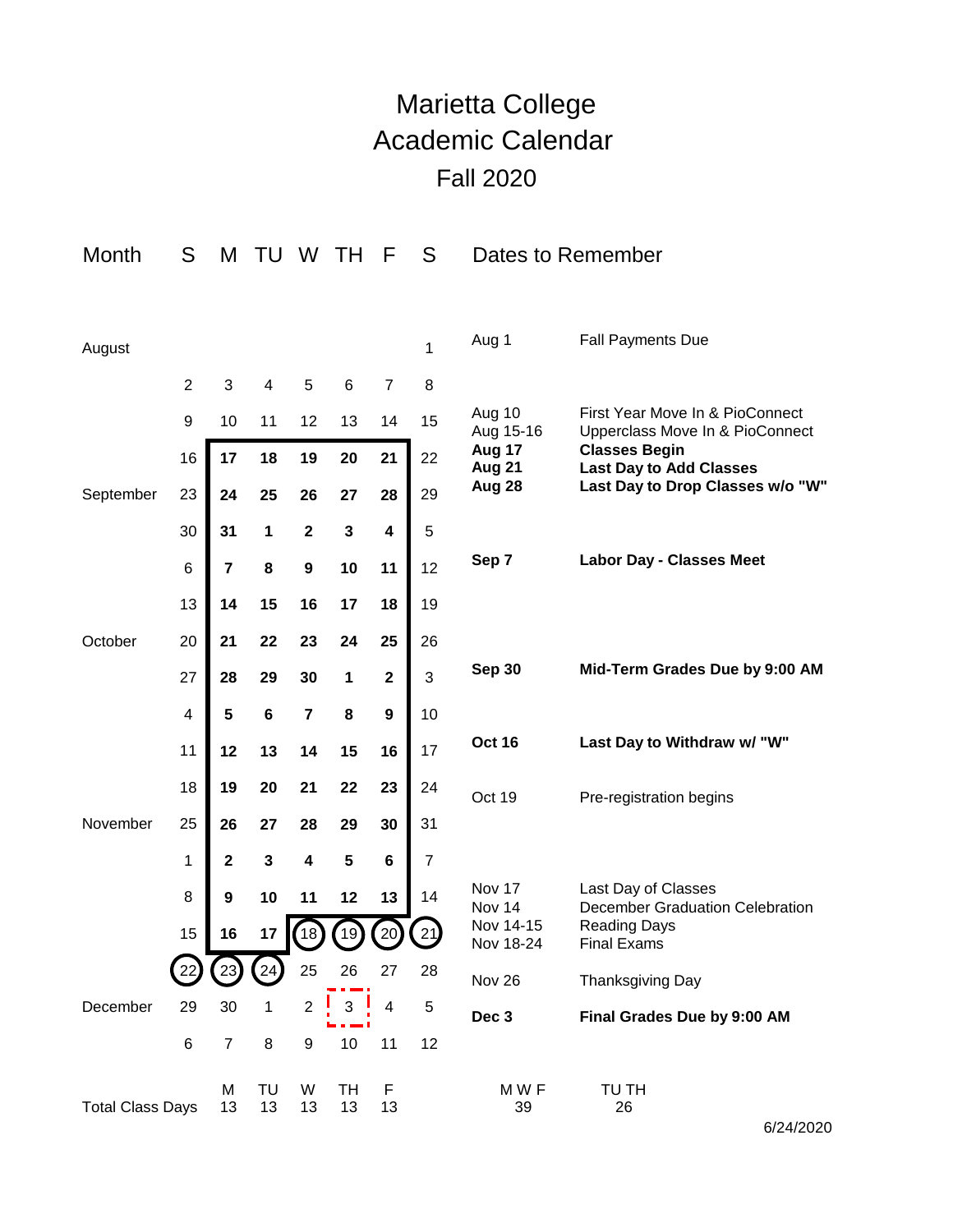# Marietta College
# Academic Calendar
## Fall 2020

| Month | S | M | TU | W | TH | F | S | Dates to Remember | |
|---|---|---|---|---|---|---|---|---|---|
| August | | | | | | | 1 | Aug 1 | Fall Payments Due |
| | 2 | 3 | 4 | 5 | 6 | 7 | 8 | | |
| | 9 | 10 | 11 | 12 | 13 | 14 | 15 | Aug 10<br>Aug 15-16 | First Year Move In & PioConnect<br>Upperclass Move In & PioConnect |
| | 16 | **17** | **18** | **19** | **20** | **21** | 22 | **Aug 17**<br>**Aug 21** | **Classes Begin**<br>**Last Day to Add Classes** |
| September | 23 | **24** | **25** | **26** | **27** | **28** | 29 | **Aug 28** | **Last Day to Drop Classes w/o "W"** |
| | 30 | **31** | **1** | **2** | **3** | **4** | 5 | | |
| | 6 | **7** | **8** | **9** | **10** | **11** | 12 | **Sep 7** | **Labor Day - Classes Meet** |
| | 13 | **14** | **15** | **16** | **17** | **18** | 19 | | |
| October | 20 | **21** | **22** | **23** | **24** | **25** | 26 | | |
| | 27 | **28** | **29** | **30** | **1** | **2** | 3 | **Sep 30** | **Mid-Term Grades Due by 9:00 AM** |
| | 4 | **5** | **6** | **7** | **8** | **9** | 10 | | |
| | 11 | **12** | **13** | **14** | **15** | **16** | 17 | **Oct 16** | **Last Day to Withdraw w/ "W"** |
| | 18 | **19** | **20** | **21** | **22** | **23** | 24 | Oct 19 | Pre-registration begins |
| November | 25 | **26** | **27** | **28** | **29** | **30** | 31 | | |
| | 1 | **2** | **3** | **4** | **5** | **6** | 7 | | |
| | 8 | **9** | **10** | **11** | **12** | **13** | 14 | Nov 17<br>Nov 14 | Last Day of Classes<br>December Graduation Celebration |
| | 15 | **16** | **17** | (18) | (19) | (20) | (21) | Nov 14-15<br>Nov 18-24 | Reading Days<br>Final Exams |
| | (22) | (23) | (24) | 25 | 26 | 27 | 28 | Nov 26 | Thanksgiving Day |
| December | 29 | 30 | 1 | 2 | [3] | 4 | 5 | **Dec 3** | **Final Grades Due by 9:00 AM** |
| | 6 | 7 | 8 | 9 | 10 | 11 | 12 | | |

| Total Class Days | M | TU | W | TH | F | M W F | TU TH |
|---|---|---|---|---|---|---|---|
| | 13 | 13 | 13 | 13 | 13 | 39 | 26 |

6/24/2020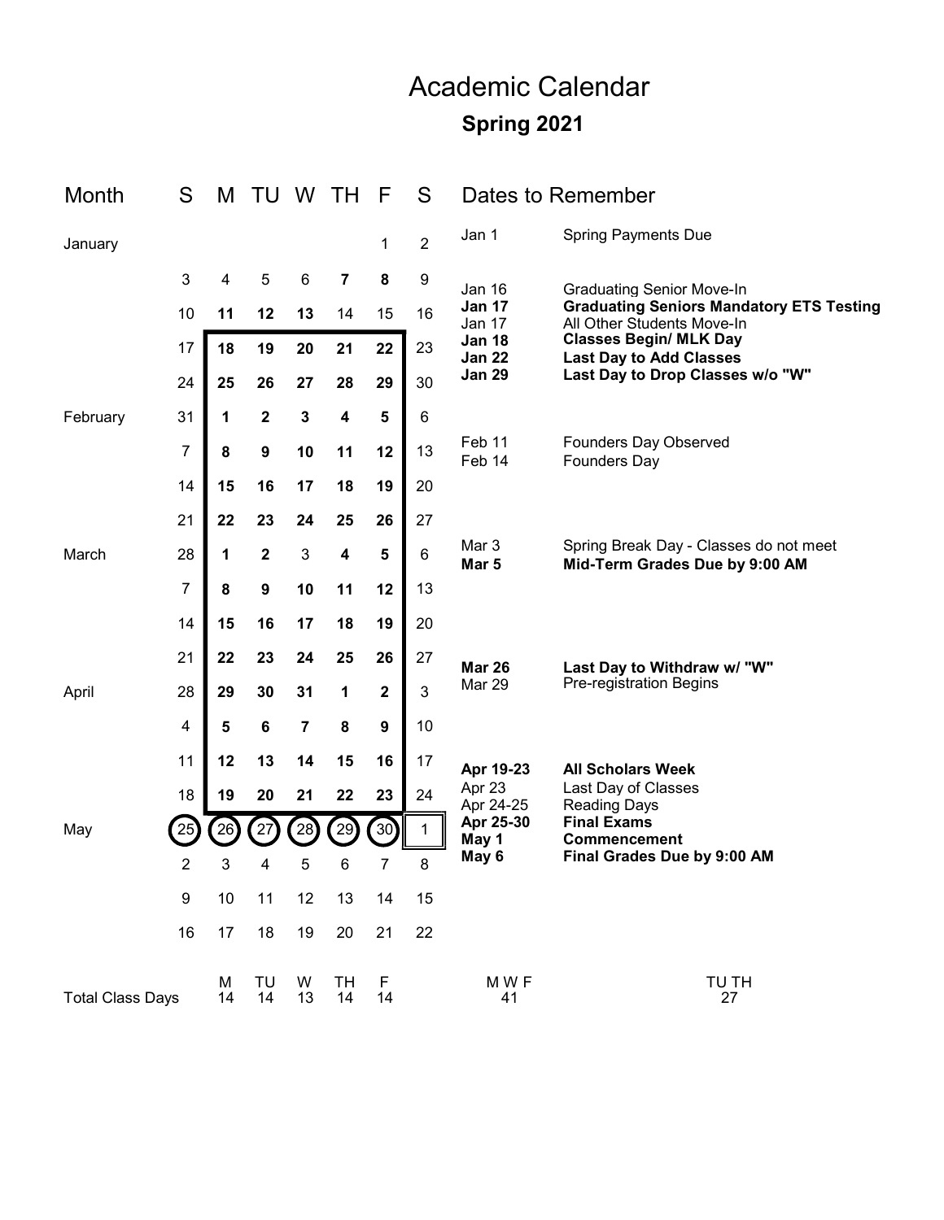# Academic Calendar

## Spring 2021

| Month | S | M | TU | W | TH | F | S |
|---|---|---|---|---|---|---|---|
| January | | | | | | 1 | 2 |
| | 3 | 4 | 5 | 6 | **7** | **8** | 9 |
| | 10 | **11** | **12** | **13** | 14 | 15 | 16 |
| | 17 | **18** | **19** | **20** | **21** | **22** | 23 |
| | 24 | **25** | **26** | **27** | **28** | **29** | 30 |
| February | 31 | **1** | **2** | **3** | **4** | **5** | 6 |
| | 7 | **8** | **9** | **10** | **11** | **12** | 13 |
| | 14 | **15** | **16** | **17** | **18** | **19** | 20 |
| | 21 | **22** | **23** | **24** | **25** | **26** | 27 |
| March | 28 | **1** | **2** | 3 | **4** | **5** | 6 |
| | 7 | **8** | **9** | **10** | **11** | **12** | 13 |
| | 14 | **15** | **16** | **17** | **18** | **19** | 20 |
| | 21 | **22** | **23** | **24** | **25** | **26** | 27 |
| April | 28 | **29** | **30** | **31** | **1** | **2** | 3 |
| | 4 | **5** | **6** | **7** | **8** | **9** | 10 |
| | 11 | **12** | **13** | **14** | **15** | **16** | 17 |
| | 18 | **19** | **20** | **21** | **22** | **23** | 24 |
| May | (25) | (26) | (27) | (28) | (29) | (30) | [1] |
| | 2 | 3 | 4 | 5 | 6 | 7 | 8 |
| | 9 | 10 | 11 | 12 | 13 | 14 | 15 |
| | 16 | 17 | 18 | 19 | 20 | 21 | 22 |

## Dates to Remember

| Date | Event |
|---|---|
| Jan 1 | Spring Payments Due |
| Jan 16 | Graduating Senior Move-In |
| **Jan 17** | **Graduating Seniors Mandatory ETS Testing** |
| Jan 17 | All Other Students Move-In |
| **Jan 18** | **Classes Begin/ MLK Day** |
| **Jan 22** | **Last Day to Add Classes** |
| **Jan 29** | **Last Day to Drop Classes w/o "W"** |
| Feb 11 | Founders Day Observed |
| Feb 14 | Founders Day |
| Mar 3 | Spring Break Day - Classes do not meet |
| **Mar 5** | **Mid-Term Grades Due by 9:00 AM** |
| **Mar 26** | **Last Day to Withdraw w/ "W"** |
| Mar 29 | Pre-registration Begins |
| **Apr 19-23** | **All Scholars Week** |
| Apr 23 | Last Day of Classes |
| Apr 24-25 | Reading Days |
| **Apr 25-30** | **Final Exams** |
| **May 1** | **Commencement** |
| **May 6** | **Final Grades Due by 9:00 AM** |

## Total Class Days

| M | TU | W | TH | F | M W F | TU TH |
|---|---|---|---|---|---|---|
| 14 | 14 | 13 | 14 | 14 | 41 | 27 |